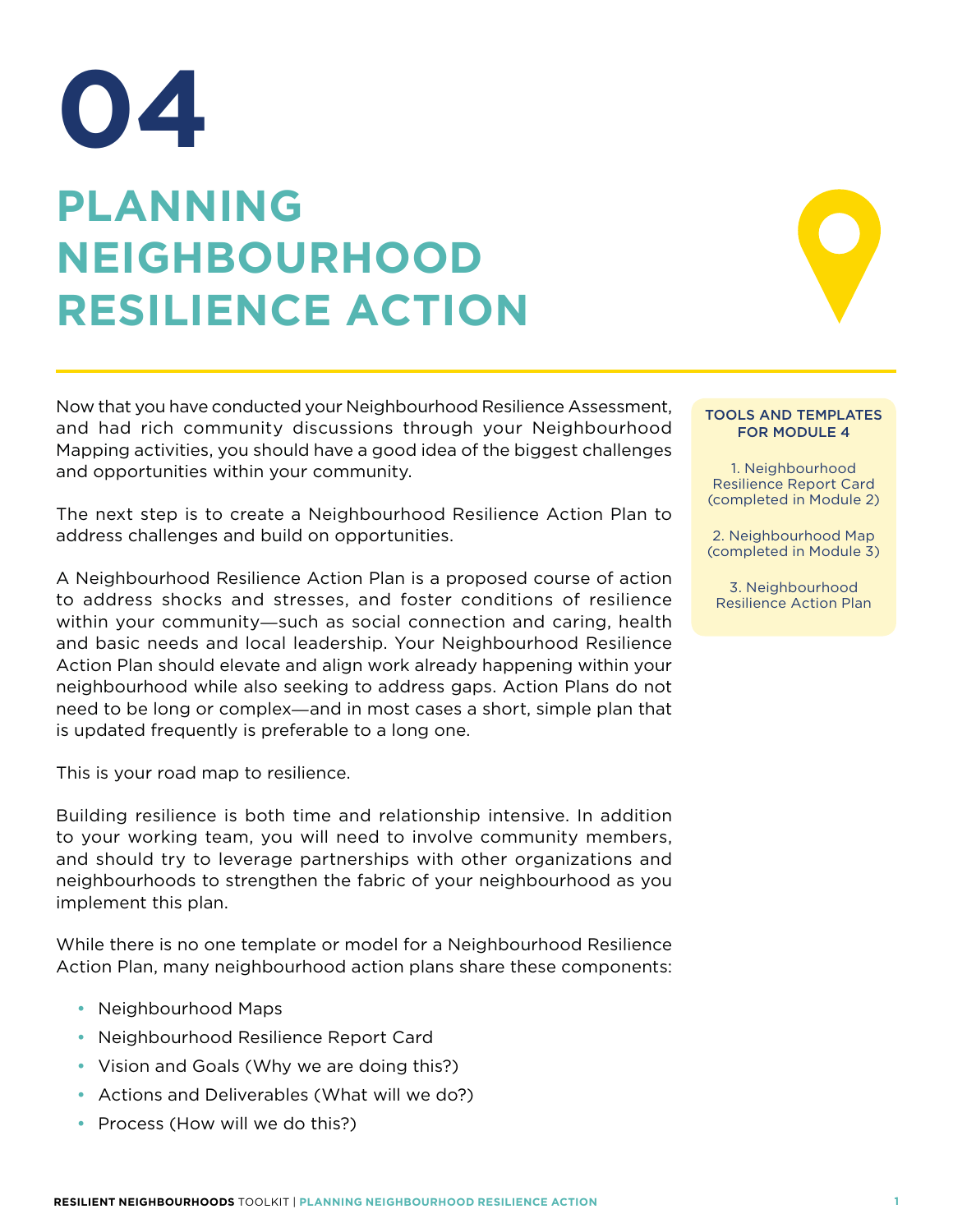# 04

# PLANNING NEIGHBOURHOOD RESILIENCE ACTION

Now that you have conducted your Neighbourhood Resilience Assessment, and had rich community discussions through your Neighbourhood Mapping activities, you should have a good idea of the biggest challenges and opportunities within your community.

The next step is to create a Neighbourhood Resilience Action Plan to address challenges and build on opportunities.

A Neighbourhood Resilience Action Plan is a proposed course of action to address shocks and stresses, and foster conditions of resilience within your community—such as social connection and caring, health and basic needs and local leadership. Your Neighbourhood Resilience Action Plan should elevate and align work already happening within your neighbourhood while also seeking to address gaps. Action Plans do not need to be long or complex—and in most cases a short, simple plan that is updated frequently is preferable to a long one.

This is your road map to resilience.

Building resilience is both time and relationship intensive. In addition to your working team, you will need to involve community members, and should try to leverage partnerships with other organizations and neighbourhoods to strengthen the fabric of your neighbourhood as you implement this plan.

While there is no one template or model for a Neighbourhood Resilience Action Plan, many neighbourhood action plans share these components:

- Neighbourhood Maps
- Neighbourhood Resilience Report Card
- Vision and Goals (Why we are doing this?)
- Actions and Deliverables (What will we do?)
- Process (How will we do this?)

**TOOLS AND TEMPLATES FOR MODULE 4**

1. Neighbourhood Resilience Report Card (completed in Module 2)

2. Neighbourhood Map (completed in Module 3)

3. Neighbourhood Resilience Action Plan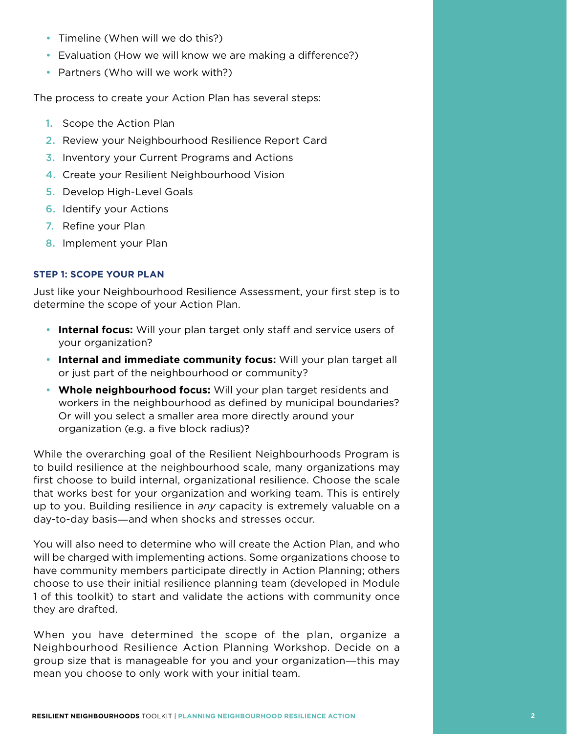- Timeline (When will we do this?)
- Evaluation (How we will know we are making a difference?)
- Partners (Who will we work with?)

The process to create your Action Plan has several steps:

1. Scope the Action Plan
2. Review your Neighbourhood Resilience Report Card
3. Inventory your Current Programs and Actions
4. Create your Resilient Neighbourhood Vision
5. Develop High-Level Goals
6. Identify your Actions
7. Refine your Plan
8. Implement your Plan

### STEP 1: SCOPE YOUR PLAN

Just like your Neighbourhood Resilience Assessment, your first step is to determine the scope of your Action Plan.

- **Internal focus:** Will your plan target only staff and service users of your organization?
- **Internal and immediate community focus:** Will your plan target all or just part of the neighbourhood or community?
- **Whole neighbourhood focus:** Will your plan target residents and workers in the neighbourhood as defined by municipal boundaries? Or will you select a smaller area more directly around your organization (e.g. a five block radius)?

While the overarching goal of the Resilient Neighbourhoods Program is to build resilience at the neighbourhood scale, many organizations may first choose to build internal, organizational resilience. Choose the scale that works best for your organization and working team. This is entirely up to you. Building resilience in *any* capacity is extremely valuable on a day-to-day basis—and when shocks and stresses occur.

You will also need to determine who will create the Action Plan, and who will be charged with implementing actions. Some organizations choose to have community members participate directly in Action Planning; others choose to use their initial resilience planning team (developed in Module 1 of this toolkit) to start and validate the actions with community once they are drafted.

When you have determined the scope of the plan, organize a Neighbourhood Resilience Action Planning Workshop. Decide on a group size that is manageable for you and your organization—this may mean you choose to only work with your initial team.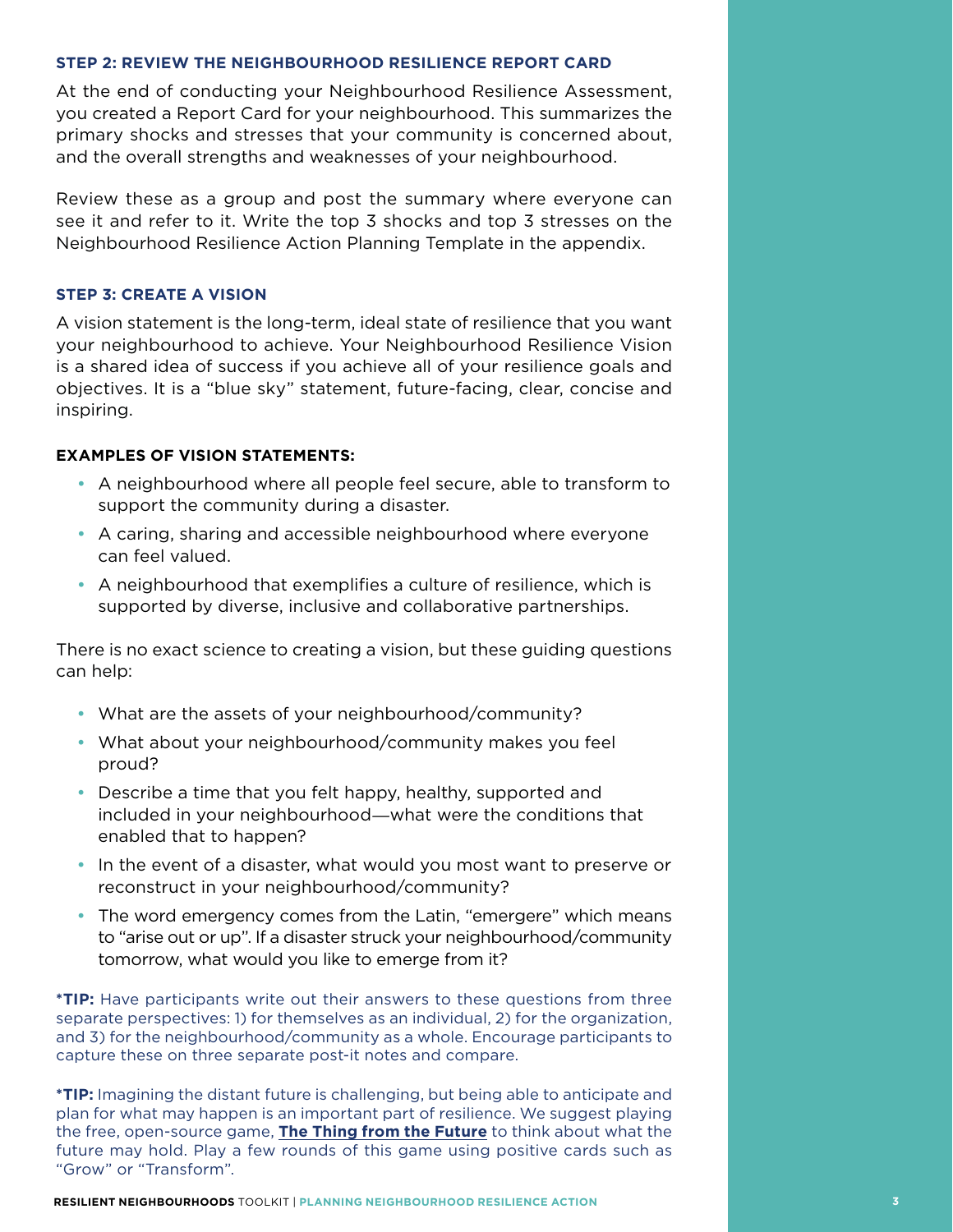### STEP 2: REVIEW THE NEIGHBOURHOOD RESILIENCE REPORT CARD

At the end of conducting your Neighbourhood Resilience Assessment, you created a Report Card for your neighbourhood. This summarizes the primary shocks and stresses that your community is concerned about, and the overall strengths and weaknesses of your neighbourhood.

Review these as a group and post the summary where everyone can see it and refer to it. Write the top 3 shocks and top 3 stresses on the Neighbourhood Resilience Action Planning Template in the appendix.

### STEP 3: CREATE A VISION

A vision statement is the long-term, ideal state of resilience that you want your neighbourhood to achieve. Your Neighbourhood Resilience Vision is a shared idea of success if you achieve all of your resilience goals and objectives. It is a "blue sky" statement, future-facing, clear, concise and inspiring.

**EXAMPLES OF VISION STATEMENTS:**

- A neighbourhood where all people feel secure, able to transform to support the community during a disaster.
- A caring, sharing and accessible neighbourhood where everyone can feel valued.
- A neighbourhood that exemplifies a culture of resilience, which is supported by diverse, inclusive and collaborative partnerships.

There is no exact science to creating a vision, but these guiding questions can help:

- What are the assets of your neighbourhood/community?
- What about your neighbourhood/community makes you feel proud?
- Describe a time that you felt happy, healthy, supported and included in your neighbourhood—what were the conditions that enabled that to happen?
- In the event of a disaster, what would you most want to preserve or reconstruct in your neighbourhood/community?
- The word emergency comes from the Latin, "emergere" which means to "arise out or up". If a disaster struck your neighbourhood/community tomorrow, what would you like to emerge from it?

***TIP:** Have participants write out their answers to these questions from three separate perspectives: 1) for themselves as an individual, 2) for the organization, and 3) for the neighbourhood/community as a whole. Encourage participants to capture these on three separate post-it notes and compare.

***TIP:** Imagining the distant future is challenging, but being able to anticipate and plan for what may happen is an important part of resilience. We suggest playing the free, open-source game, **The Thing from the Future** to think about what the future may hold. Play a few rounds of this game using positive cards such as "Grow" or "Transform".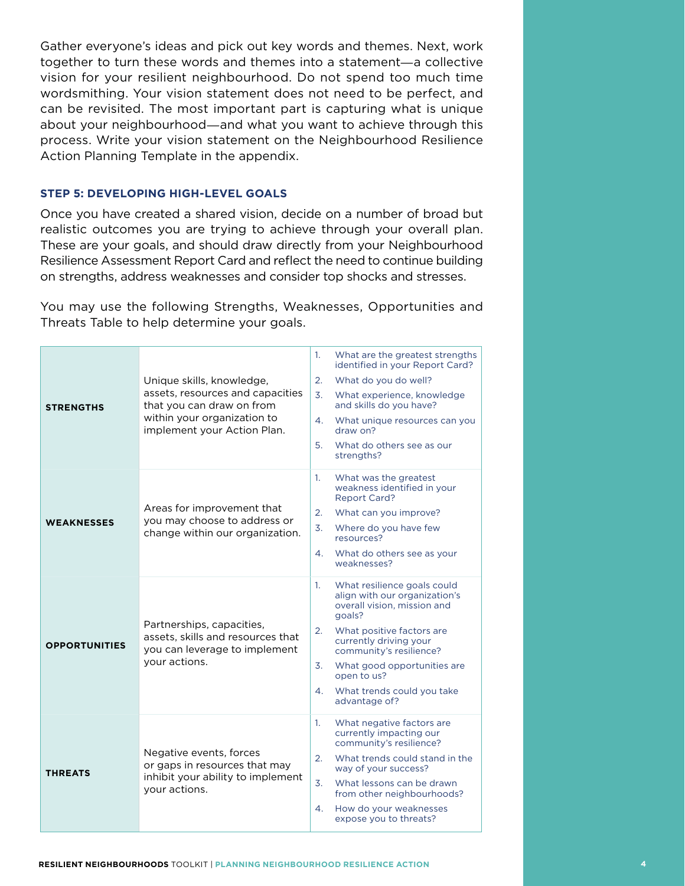Gather everyone's ideas and pick out key words and themes. Next, work together to turn these words and themes into a statement—a collective vision for your resilient neighbourhood. Do not spend too much time wordsmithing. Your vision statement does not need to be perfect, and can be revisited. The most important part is capturing what is unique about your neighbourhood—and what you want to achieve through this process. Write your vision statement on the Neighbourhood Resilience Action Planning Template in the appendix.

### STEP 5: DEVELOPING HIGH-LEVEL GOALS

Once you have created a shared vision, decide on a number of broad but realistic outcomes you are trying to achieve through your overall plan. These are your goals, and should draw directly from your Neighbourhood Resilience Assessment Report Card and reflect the need to continue building on strengths, address weaknesses and consider top shocks and stresses.

You may use the following Strengths, Weaknesses, Opportunities and Threats Table to help determine your goals.

| | | |
|---|---|---|
| **STRENGTHS** | Unique skills, knowledge, assets, resources and capacities that you can draw on from within your organization to implement your Action Plan. | 1. What are the greatest strengths identified in your Report Card?<br>2. What do you do well?<br>3. What experience, knowledge and skills do you have?<br>4. What unique resources can you draw on?<br>5. What do others see as our strengths? |
| **WEAKNESSES** | Areas for improvement that you may choose to address or change within our organization. | 1. What was the greatest weakness identified in your Report Card?<br>2. What can you improve?<br>3. Where do you have few resources?<br>4. What do others see as your weaknesses? |
| **OPPORTUNITIES** | Partnerships, capacities, assets, skills and resources that you can leverage to implement your actions. | 1. What resilience goals could align with our organization's overall vision, mission and goals?<br>2. What positive factors are currently driving your community's resilience?<br>3. What good opportunities are open to us?<br>4. What trends could you take advantage of? |
| **THREATS** | Negative events, forces or gaps in resources that may inhibit your ability to implement your actions. | 1. What negative factors are currently impacting our community's resilience?<br>2. What trends could stand in the way of your success?<br>3. What lessons can be drawn from other neighbourhoods?<br>4. How do your weaknesses expose you to threats? |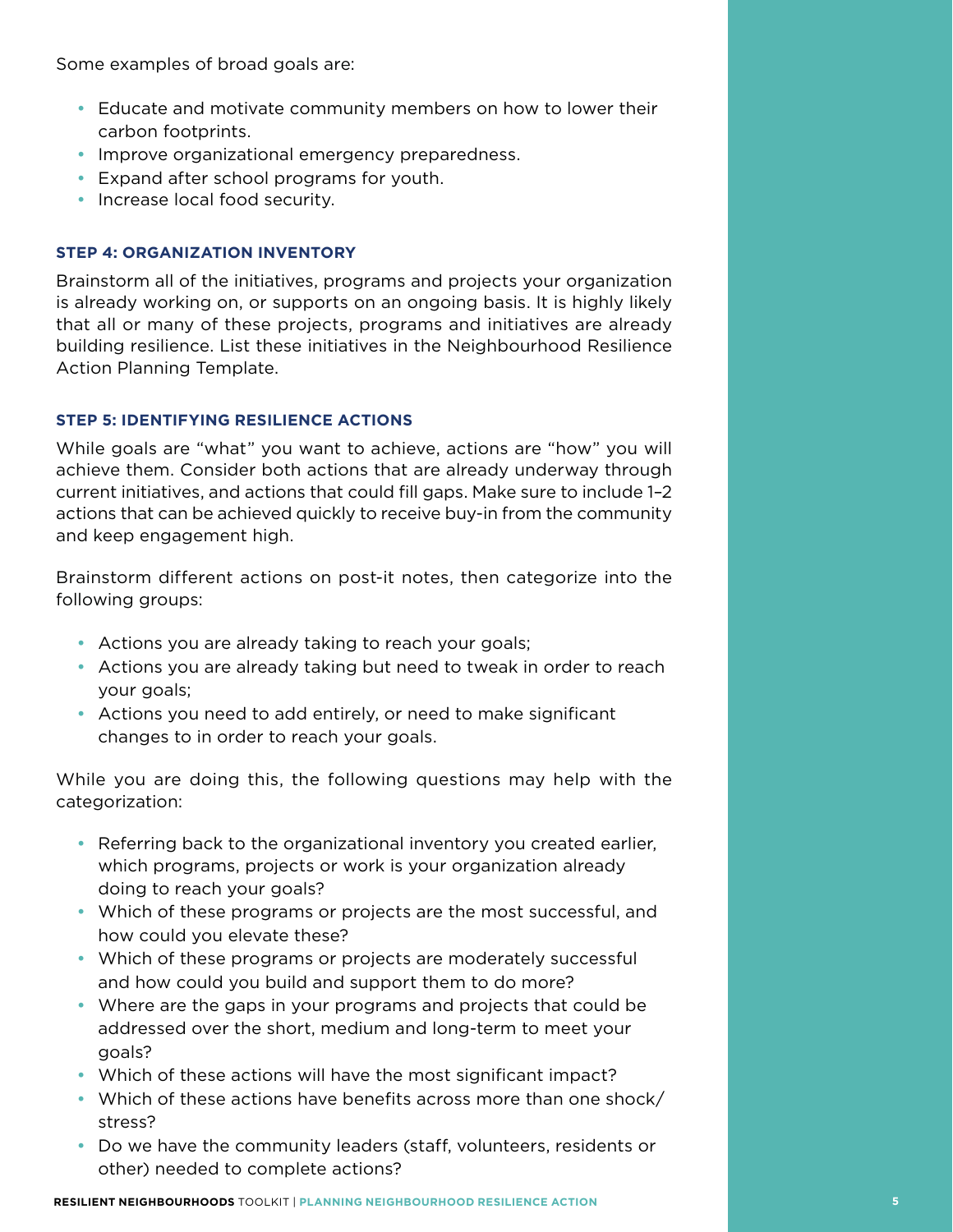Some examples of broad goals are:

- Educate and motivate community members on how to lower their carbon footprints.
- Improve organizational emergency preparedness.
- Expand after school programs for youth.
- Increase local food security.

### STEP 4: ORGANIZATION INVENTORY

Brainstorm all of the initiatives, programs and projects your organization is already working on, or supports on an ongoing basis. It is highly likely that all or many of these projects, programs and initiatives are already building resilience. List these initiatives in the Neighbourhood Resilience Action Planning Template.

### STEP 5: IDENTIFYING RESILIENCE ACTIONS

While goals are "what" you want to achieve, actions are "how" you will achieve them. Consider both actions that are already underway through current initiatives, and actions that could fill gaps. Make sure to include 1–2 actions that can be achieved quickly to receive buy-in from the community and keep engagement high.

Brainstorm different actions on post-it notes, then categorize into the following groups:

- Actions you are already taking to reach your goals;
- Actions you are already taking but need to tweak in order to reach your goals;
- Actions you need to add entirely, or need to make significant changes to in order to reach your goals.

While you are doing this, the following questions may help with the categorization:

- Referring back to the organizational inventory you created earlier, which programs, projects or work is your organization already doing to reach your goals?
- Which of these programs or projects are the most successful, and how could you elevate these?
- Which of these programs or projects are moderately successful and how could you build and support them to do more?
- Where are the gaps in your programs and projects that could be addressed over the short, medium and long-term to meet your goals?
- Which of these actions will have the most significant impact?
- Which of these actions have benefits across more than one shock/ stress?
- Do we have the community leaders (staff, volunteers, residents or other) needed to complete actions?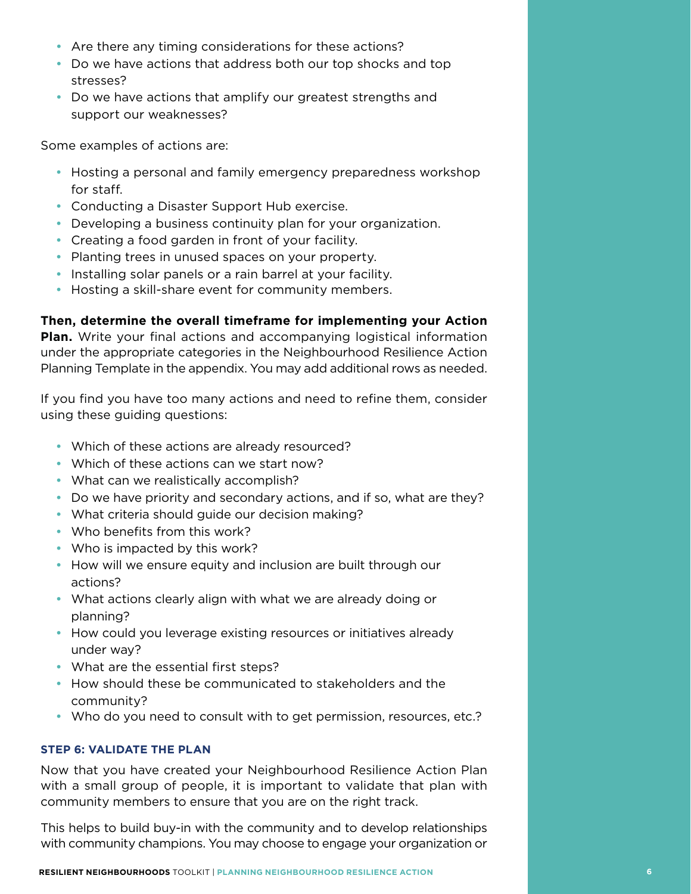- Are there any timing considerations for these actions?
- Do we have actions that address both our top shocks and top stresses?
- Do we have actions that amplify our greatest strengths and support our weaknesses?

Some examples of actions are:

- Hosting a personal and family emergency preparedness workshop for staff.
- Conducting a Disaster Support Hub exercise.
- Developing a business continuity plan for your organization.
- Creating a food garden in front of your facility.
- Planting trees in unused spaces on your property.
- Installing solar panels or a rain barrel at your facility.
- Hosting a skill-share event for community members.

**Then, determine the overall timeframe for implementing your Action Plan.** Write your final actions and accompanying logistical information under the appropriate categories in the Neighbourhood Resilience Action Planning Template in the appendix. You may add additional rows as needed.

If you find you have too many actions and need to refine them, consider using these guiding questions:

- Which of these actions are already resourced?
- Which of these actions can we start now?
- What can we realistically accomplish?
- Do we have priority and secondary actions, and if so, what are they?
- What criteria should guide our decision making?
- Who benefits from this work?
- Who is impacted by this work?
- How will we ensure equity and inclusion are built through our actions?
- What actions clearly align with what we are already doing or planning?
- How could you leverage existing resources or initiatives already under way?
- What are the essential first steps?
- How should these be communicated to stakeholders and the community?
- Who do you need to consult with to get permission, resources, etc.?

### STEP 6: VALIDATE THE PLAN

Now that you have created your Neighbourhood Resilience Action Plan with a small group of people, it is important to validate that plan with community members to ensure that you are on the right track.

This helps to build buy-in with the community and to develop relationships with community champions. You may choose to engage your organization or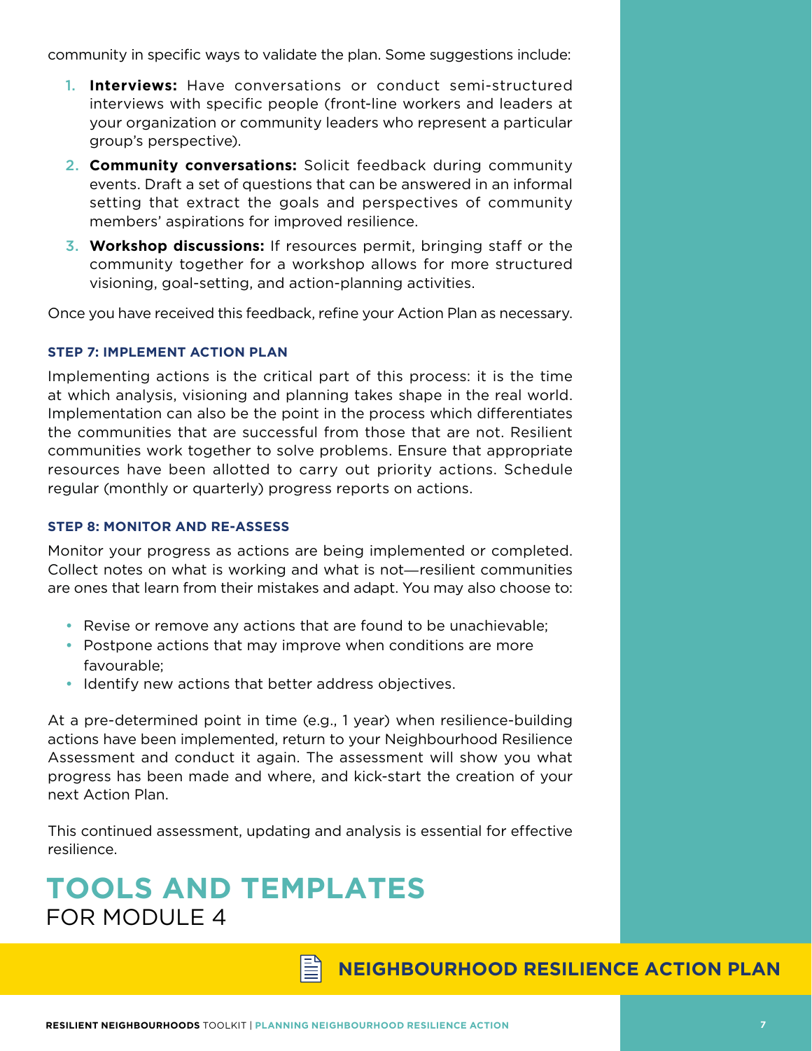community in specific ways to validate the plan. Some suggestions include:

1. **Interviews:** Have conversations or conduct semi-structured interviews with specific people (front-line workers and leaders at your organization or community leaders who represent a particular group's perspective).
2. **Community conversations:** Solicit feedback during community events. Draft a set of questions that can be answered in an informal setting that extract the goals and perspectives of community members' aspirations for improved resilience.
3. **Workshop discussions:** If resources permit, bringing staff or the community together for a workshop allows for more structured visioning, goal-setting, and action-planning activities.

Once you have received this feedback, refine your Action Plan as necessary.

#### STEP 7: IMPLEMENT ACTION PLAN

Implementing actions is the critical part of this process: it is the time at which analysis, visioning and planning takes shape in the real world. Implementation can also be the point in the process which differentiates the communities that are successful from those that are not. Resilient communities work together to solve problems. Ensure that appropriate resources have been allotted to carry out priority actions. Schedule regular (monthly or quarterly) progress reports on actions.

#### STEP 8: MONITOR AND RE-ASSESS

Monitor your progress as actions are being implemented or completed. Collect notes on what is working and what is not—resilient communities are ones that learn from their mistakes and adapt. You may also choose to:

- Revise or remove any actions that are found to be unachievable;
- Postpone actions that may improve when conditions are more favourable;
- Identify new actions that better address objectives.

At a pre-determined point in time (e.g., 1 year) when resilience-building actions have been implemented, return to your Neighbourhood Resilience Assessment and conduct it again. The assessment will show you what progress has been made and where, and kick-start the creation of your next Action Plan.

This continued assessment, updating and analysis is essential for effective resilience.

## TOOLS AND TEMPLATES FOR MODULE 4

**NEIGHBOURHOOD RESILIENCE ACTION PLAN**